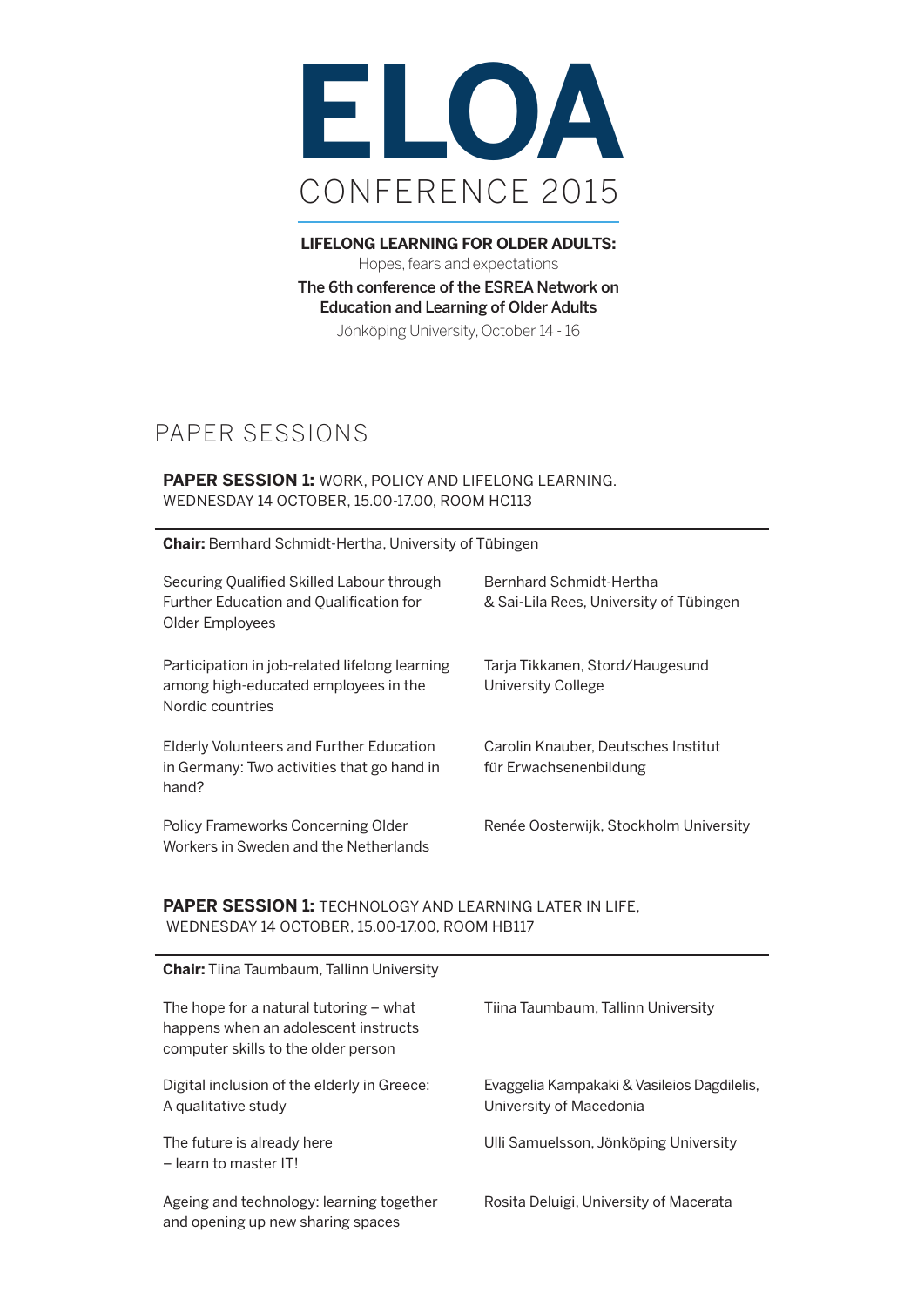# ELOA

## CONFERENCE 2015

**LIFELONG LEARNING FOR OLDER ADULTS:**
Hopes, fears and expectations

The 6th conference of the ESREA Network on Education and Learning of Older Adults

Jönköping University, October 14 - 16

## PAPER SESSIONS

**PAPER SESSION 1:** WORK, POLICY AND LIFELONG LEARNING.
WEDNESDAY 14 OCTOBER, 15.00-17.00, ROOM HC113

**Chair:** Bernhard Schmidt-Hertha, University of Tübingen

| | |
|---|---|
| Securing Qualified Skilled Labour through Further Education and Qualification for Older Employees | Bernhard Schmidt-Hertha & Sai-Lila Rees, University of Tübingen |
| Participation in job-related lifelong learning among high-educated employees in the Nordic countries | Tarja Tikkanen, Stord/Haugesund University College |
| Elderly Volunteers and Further Education in Germany: Two activities that go hand in hand? | Carolin Knauber, Deutsches Institut für Erwachsenenbildung |
| Policy Frameworks Concerning Older Workers in Sweden and the Netherlands | Renée Oosterwijk, Stockholm University |

**PAPER SESSION 1:** TECHNOLOGY AND LEARNING LATER IN LIFE,
WEDNESDAY 14 OCTOBER, 15.00-17.00, ROOM HB117

**Chair:** Tiina Taumbaum, Tallinn University

| | |
|---|---|
| The hope for a natural tutoring – what happens when an adolescent instructs computer skills to the older person | Tiina Taumbaum, Tallinn University |
| Digital inclusion of the elderly in Greece: A qualitative study | Evaggelia Kampakaki & Vasileios Dagdilelis, University of Macedonia |
| The future is already here – learn to master IT! | Ulli Samuelsson, Jönköping University |
| Ageing and technology: learning together and opening up new sharing spaces | Rosita Deluigi, University of Macerata |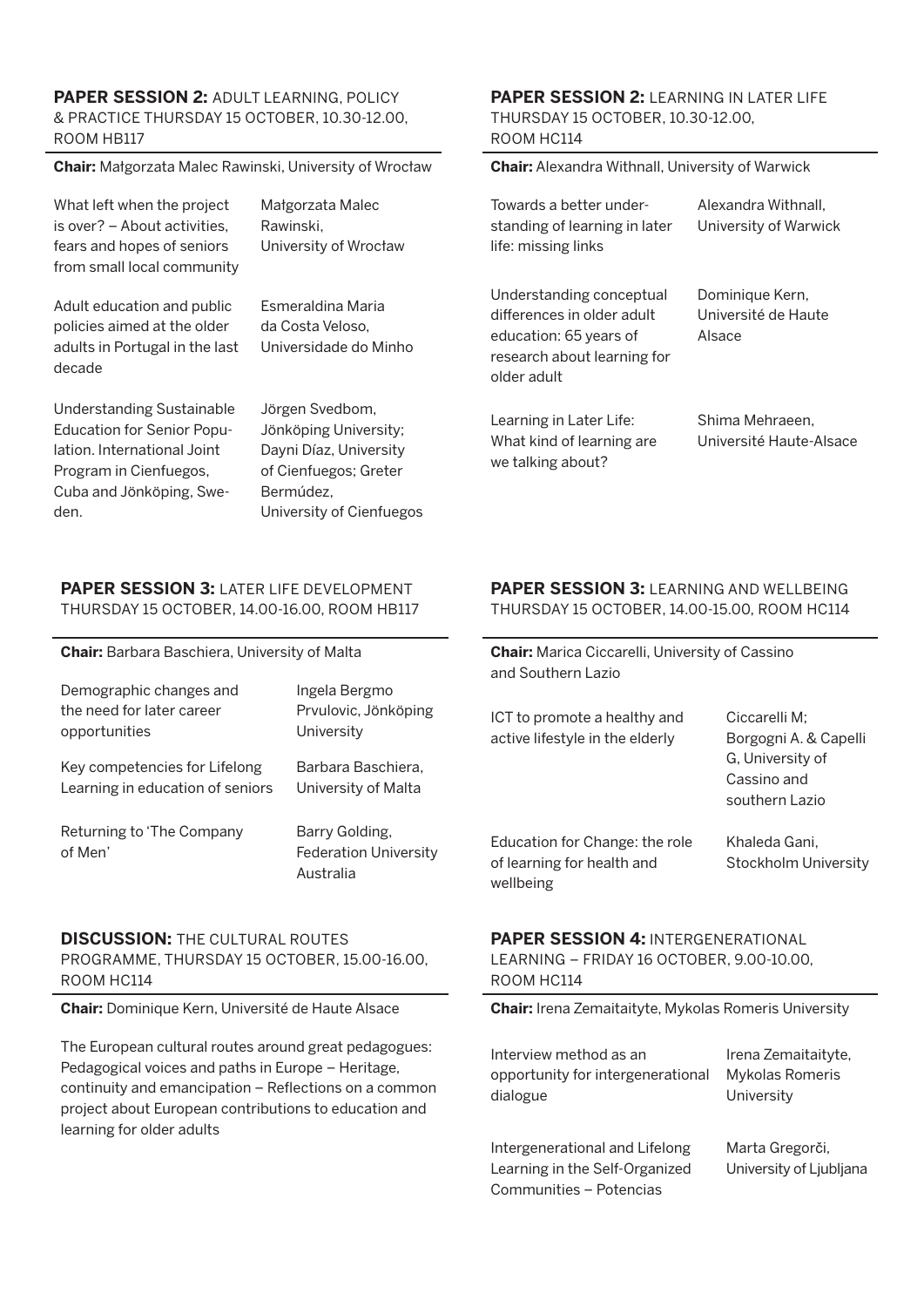## PAPER SESSION 2: ADULT LEARNING, POLICY & PRACTICE THURSDAY 15 OCTOBER, 10.30-12.00, ROOM HB117

**Chair:** Małgorzata Malec Rawinski, University of Wrocław

| | |
|---|---|
| What left when the project is over? – About activities, fears and hopes of seniors from small local community | Małgorzata Malec Rawinski, University of Wrocław |
| Adult education and public policies aimed at the older adults in Portugal in the last decade | Esmeraldina Maria da Costa Veloso, Universidade do Minho |
| Understanding Sustainable Education for Senior Population. International Joint Program in Cienfuegos, Cuba and Jönköping, Sweden. | Jörgen Svedbom, Jönköping University; Dayni Díaz, University of Cienfuegos; Greter Bermúdez, University of Cienfuegos |

## PAPER SESSION 2: LEARNING IN LATER LIFE THURSDAY 15 OCTOBER, 10.30-12.00, ROOM HC114

**Chair:** Alexandra Withnall, University of Warwick

| | |
|---|---|
| Towards a better understanding of learning in later life: missing links | Alexandra Withnall, University of Warwick |
| Understanding conceptual differences in older adult education: 65 years of research about learning for older adult | Dominique Kern, Université de Haute Alsace |
| Learning in Later Life: What kind of learning are we talking about? | Shima Mehraeen, Université Haute-Alsace |

## PAPER SESSION 3: LATER LIFE DEVELOPMENT THURSDAY 15 OCTOBER, 14.00-16.00, ROOM HB117

**Chair:** Barbara Baschiera, University of Malta

| | |
|---|---|
| Demographic changes and the need for later career opportunities | Ingela Bergmo Prvulovic, Jönköping University |
| Key competencies for Lifelong Learning in education of seniors | Barbara Baschiera, University of Malta |
| Returning to 'The Company of Men' | Barry Golding, Federation University Australia |

## DISCUSSION: THE CULTURAL ROUTES PROGRAMME, THURSDAY 15 OCTOBER, 15.00-16.00, ROOM HC114

**Chair:** Dominique Kern, Université de Haute Alsace

The European cultural routes around great pedagogues: Pedagogical voices and paths in Europe – Heritage, continuity and emancipation – Reflections on a common project about European contributions to education and learning for older adults

## PAPER SESSION 3: LEARNING AND WELLBEING THURSDAY 15 OCTOBER, 14.00-15.00, ROOM HC114

**Chair:** Marica Ciccarelli, University of Cassino and Southern Lazio

| | |
|---|---|
| ICT to promote a healthy and active lifestyle in the elderly | Ciccarelli M; Borgogni A. & Capelli G, University of Cassino and southern Lazio |
| Education for Change: the role of learning for health and wellbeing | Khaleda Gani, Stockholm University |

## PAPER SESSION 4: INTERGENERATIONAL LEARNING – FRIDAY 16 OCTOBER, 9.00-10.00, ROOM HC114

**Chair:** Irena Zemaitaityte, Mykolas Romeris University

| | |
|---|---|
| Interview method as an opportunity for intergenerational dialogue | Irena Zemaitaityte, Mykolas Romeris University |
| Intergenerational and Lifelong Learning in the Self-Organized Communities – Potencias | Marta Gregorči, University of Ljubljana |